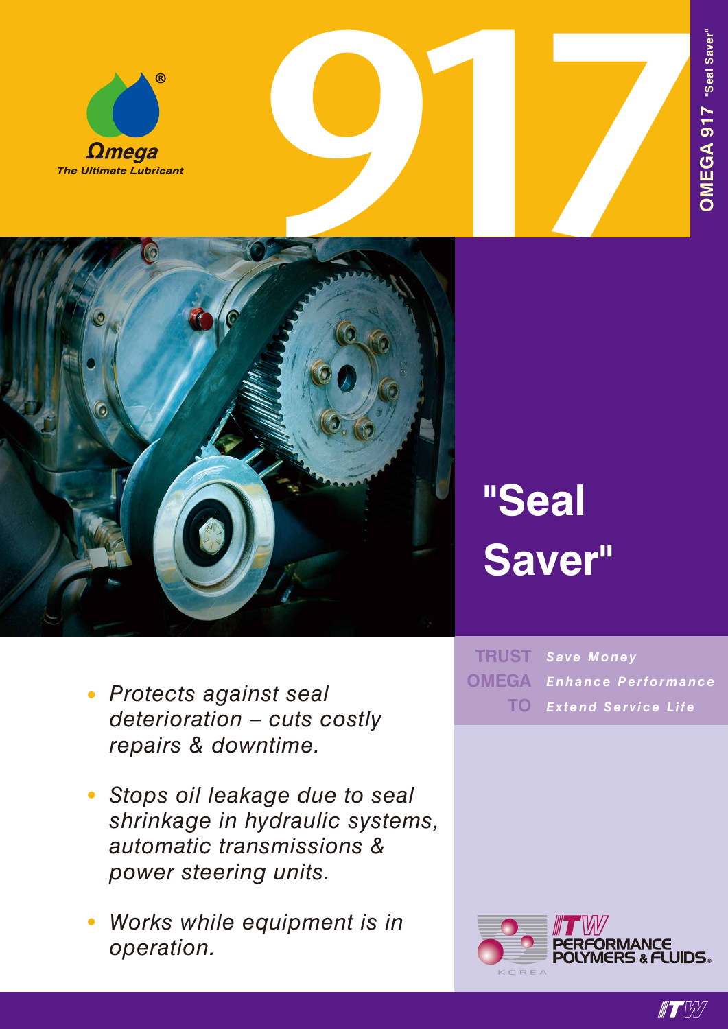Ωmega®

The Ultimate Lubricant

# 917

OMEGA 917 "Seal Saver"

## "Seal Saver"

- *Protects against seal deterioration – cuts costly repairs & downtime.*
- *Stops oil leakage due to seal shrinkage in hydraulic systems, automatic transmissions & power steering units.*
- *Works while equipment is in operation.*

**TRUST OMEGA TO**

***Save Money***

***Enhance Performance***

***Extend Service Life***

ITW PERFORMANCE POLYMERS & FLUIDS® KOREA

ITW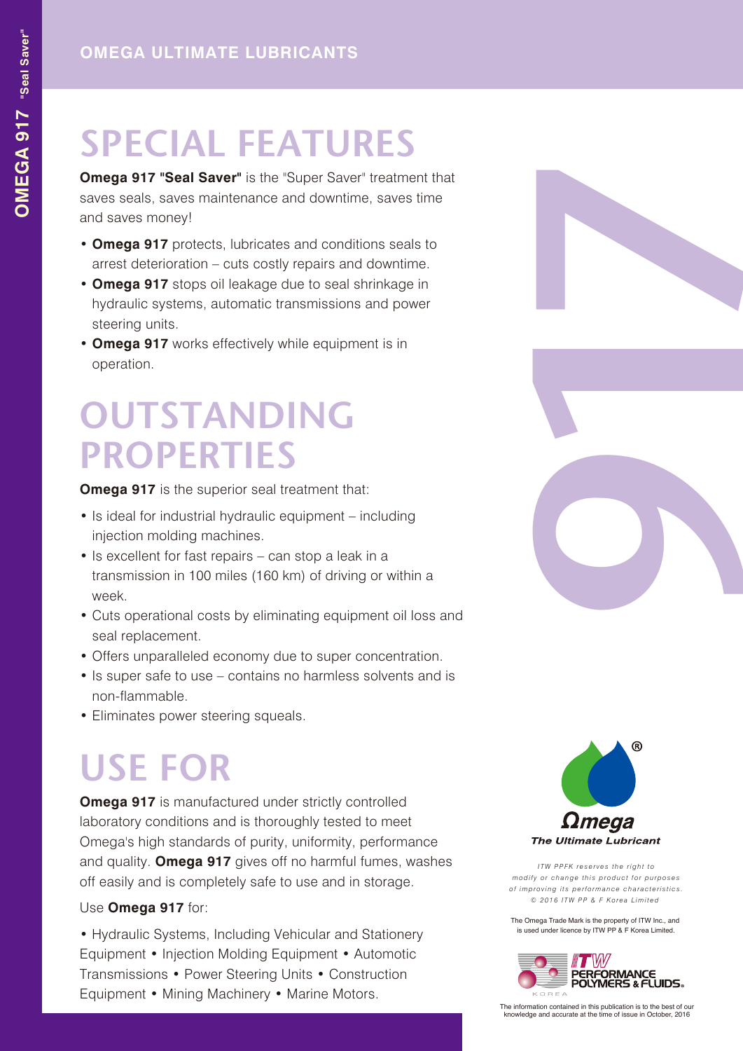OMEGA ULTIMATE LUBRICANTS

# SPECIAL FEATURES

**Omega 917 "Seal Saver"** is the "Super Saver" treatment that saves seals, saves maintenance and downtime, saves time and saves money!

- **Omega 917** protects, lubricates and conditions seals to arrest deterioration – cuts costly repairs and downtime.
- **Omega 917** stops oil leakage due to seal shrinkage in hydraulic systems, automatic transmissions and power steering units.
- **Omega 917** works effectively while equipment is in operation.

# OUTSTANDING PROPERTIES

**Omega 917** is the superior seal treatment that:

- Is ideal for industrial hydraulic equipment – including injection molding machines.
- Is excellent for fast repairs – can stop a leak in a transmission in 100 miles (160 km) of driving or within a week.
- Cuts operational costs by eliminating equipment oil loss and seal replacement.
- Offers unparalleled economy due to super concentration.
- Is super safe to use – contains no harmless solvents and is non-flammable.
- Eliminates power steering squeals.

# USE FOR

**Omega 917** is manufactured under strictly controlled laboratory conditions and is thoroughly tested to meet Omega's high standards of purity, uniformity, performance and quality. **Omega 917** gives off no harmful fumes, washes off easily and is completely safe to use and in storage.

Use **Omega 917** for:

• Hydraulic Systems, Including Vehicular and Stationery Equipment • Injection Molding Equipment • Automotic Transmissions • Power Steering Units • Construction Equipment • Mining Machinery • Marine Motors.

Ωmega®
The Ultimate Lubricant

*ITW PPFK reserves the right to modify or change this product for purposes of improving its performance characteristics. © 2016 ITW PP & F Korea Limited*

The Omega Trade Mark is the property of ITW Inc., and is used under licence by ITW PP & F Korea Limited.

ITW PERFORMANCE POLYMERS & FLUIDS. KOREA

The information contained in this publication is to the best of our knowledge and accurate at the time of issue in October, 2016